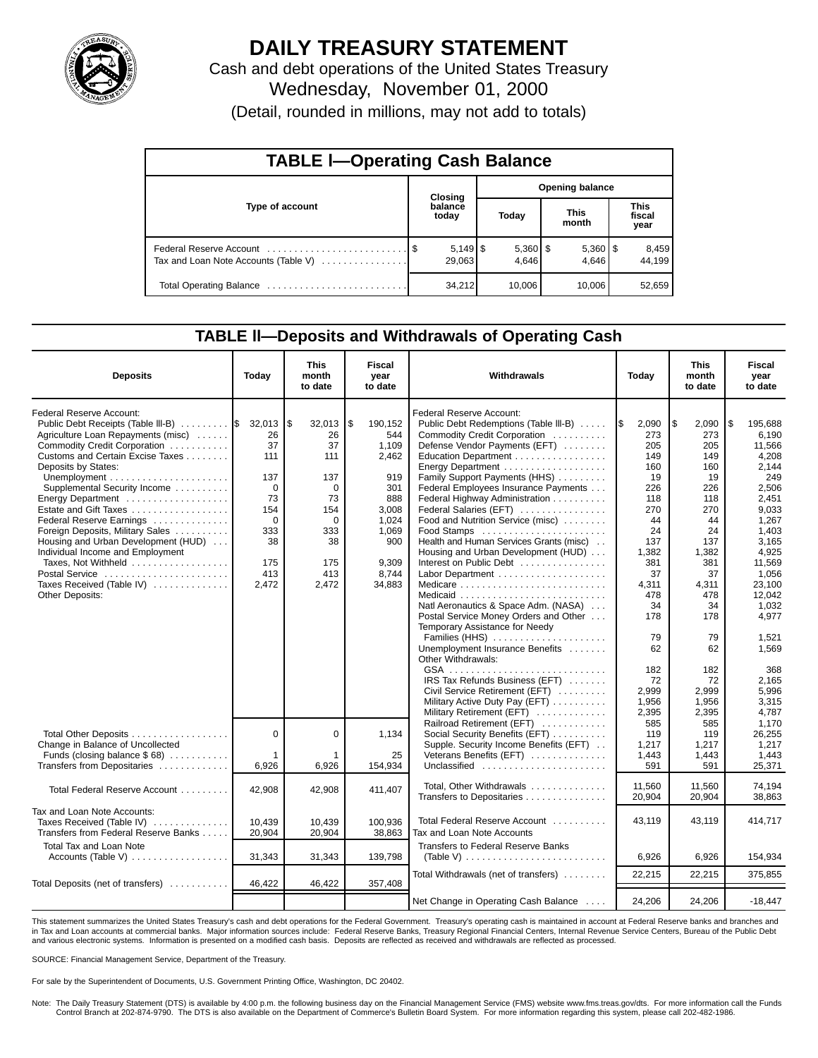# DAILY TREASURY STATEMENT

Cash and debt operations of the United States Treasury

Wednesday, November 01, 2000

(Detail, rounded in millions, may not add to totals)

## TABLE I—Operating Cash Balance

| Type of account | Closing balance today | Opening balance Today | Opening balance This month | Opening balance This fiscal year |
|---|---|---|---|---|
| Federal Reserve Account | $ 5,149 | $ 5,360 | $ 5,360 | $ 8,459 |
| Tax and Loan Note Accounts (Table V) | 29,063 | 4,646 | 4,646 | 44,199 |
| Total Operating Balance | 34,212 | 10,006 | 10,006 | 52,659 |

## TABLE II—Deposits and Withdrawals of Operating Cash

| Deposits | Today | This month to date | Fiscal year to date |
|---|---|---|---|
| Federal Reserve Account: | | | |
| Public Debt Receipts (Table III-B) | $ 32,013 | $ 32,013 | $ 190,152 |
| Agriculture Loan Repayments (misc) | 26 | 26 | 544 |
| Commodity Credit Corporation | 37 | 37 | 1,109 |
| Customs and Certain Excise Taxes | 111 | 111 | 2,462 |
| Deposits by States: | | | |
| Unemployment | 137 | 137 | 919 |
| Supplemental Security Income | 0 | 0 | 301 |
| Energy Department | 73 | 73 | 888 |
| Estate and Gift Taxes | 154 | 154 | 3,008 |
| Federal Reserve Earnings | 0 | 0 | 1,024 |
| Foreign Deposits, Military Sales | 333 | 333 | 1,069 |
| Housing and Urban Development (HUD) | 38 | 38 | 900 |
| Individual Income and Employment Taxes, Not Withheld | 175 | 175 | 9,309 |
| Postal Service | 413 | 413 | 8,744 |
| Taxes Received (Table IV) | 2,472 | 2,472 | 34,883 |
| Other Deposits: | | | |
| Total Other Deposits | 0 | 0 | 1,134 |
| Change in Balance of Uncollected Funds (closing balance $ 68) | 1 | 1 | 25 |
| Transfers from Depositaries | 6,926 | 6,926 | 154,934 |
| Total Federal Reserve Account | 42,908 | 42,908 | 411,407 |
| Tax and Loan Note Accounts: | | | |
| Taxes Received (Table IV) | 10,439 | 10,439 | 100,936 |
| Transfers from Federal Reserve Banks | 20,904 | 20,904 | 38,863 |
| Total Tax and Loan Note Accounts (Table V) | 31,343 | 31,343 | 139,798 |
| Total Deposits (net of transfers) | 46,422 | 46,422 | 357,408 |

| Withdrawals | Today | This month to date | Fiscal year to date |
|---|---|---|---|
| Federal Reserve Account: | | | |
| Public Debt Redemptions (Table III-B) | $ 2,090 | $ 2,090 | $ 195,688 |
| Commodity Credit Corporation | 273 | 273 | 6,190 |
| Defense Vendor Payments (EFT) | 205 | 205 | 11,566 |
| Education Department | 149 | 149 | 4,208 |
| Energy Department | 160 | 160 | 2,144 |
| Family Support Payments (HHS) | 19 | 19 | 249 |
| Federal Employees Insurance Payments | 226 | 226 | 2,506 |
| Federal Highway Administration | 118 | 118 | 2,451 |
| Federal Salaries (EFT) | 270 | 270 | 9,033 |
| Food and Nutrition Service (misc) | 44 | 44 | 1,267 |
| Food Stamps | 24 | 24 | 1,403 |
| Health and Human Services Grants (misc) | 137 | 137 | 3,165 |
| Housing and Urban Development (HUD) | 1,382 | 1,382 | 4,925 |
| Interest on Public Debt | 381 | 381 | 11,569 |
| Labor Department | 37 | 37 | 1,056 |
| Medicare | 4,311 | 4,311 | 23,100 |
| Medicaid | 478 | 478 | 12,042 |
| Natl Aeronautics & Space Adm. (NASA) | 34 | 34 | 1,032 |
| Postal Service Money Orders and Other | 178 | 178 | 4,977 |
| Temporary Assistance for Needy Families (HHS) | 79 | 79 | 1,521 |
| Unemployment Insurance Benefits | 62 | 62 | 1,569 |
| Other Withdrawals: | | | |
| GSA | 182 | 182 | 368 |
| IRS Tax Refunds Business (EFT) | 72 | 72 | 2,165 |
| Civil Service Retirement (EFT) | 2,999 | 2,999 | 5,996 |
| Military Active Duty Pay (EFT) | 1,956 | 1,956 | 3,315 |
| Military Retirement (EFT) | 2,395 | 2,395 | 4,787 |
| Railroad Retirement (EFT) | 585 | 585 | 1,170 |
| Social Security Benefits (EFT) | 119 | 119 | 26,255 |
| Supple. Security Income Benefits (EFT) | 1,217 | 1,217 | 1,217 |
| Veterans Benefits (EFT) | 1,443 | 1,443 | 1,443 |
| Unclassified | 591 | 591 | 25,371 |
| Total, Other Withdrawals | 11,560 | 11,560 | 74,194 |
| Transfers to Depositaries | 20,904 | 20,904 | 38,863 |
| Total Federal Reserve Account | 43,119 | 43,119 | 414,717 |
| Tax and Loan Note Accounts | | | |
| Transfers to Federal Reserve Banks (Table V) | 6,926 | 6,926 | 154,934 |
| Total Withdrawals (net of transfers) | 22,215 | 22,215 | 375,855 |
| Net Change in Operating Cash Balance | 24,206 | 24,206 | -18,447 |

This statement summarizes the United States Treasury's cash and debt operations for the Federal Government. Treasury's operating cash is maintained in account at Federal Reserve banks and branches and in Tax and Loan accounts at commercial banks. Major information sources include: Federal Reserve Banks, Treasury Regional Financial Centers, Internal Revenue Service Centers, Bureau of the Public Debt and various electronic systems. Information is presented on a modified cash basis. Deposits are reflected as received and withdrawals are reflected as processed.

SOURCE: Financial Management Service, Department of the Treasury.

For sale by the Superintendent of Documents, U.S. Government Printing Office, Washington, DC 20402.

Note: The Daily Treasury Statement (DTS) is available by 4:00 p.m. the following business day on the Financial Management Service (FMS) website www.fms.treas.gov/dts. For more information call the Funds Control Branch at 202-874-9790. The DTS is also available on the Department of Commerce's Bulletin Board System. For more information regarding this system, please call 202-482-1986.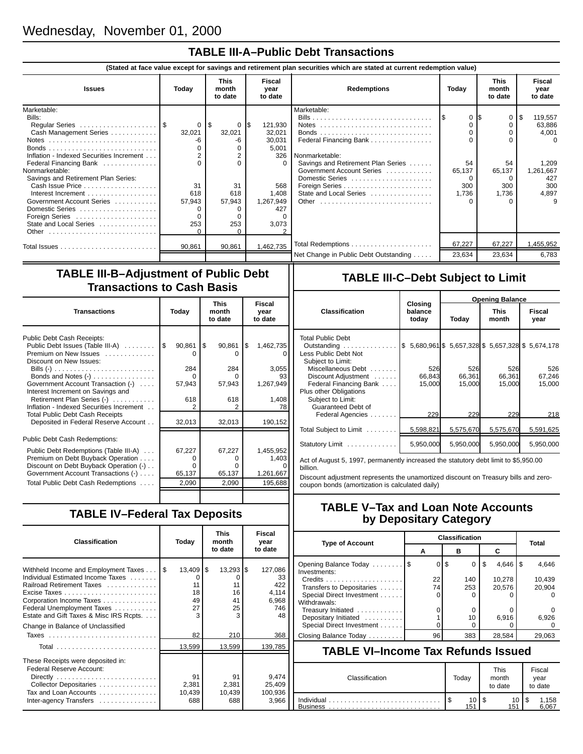Wednesday, November 01, 2000

## TABLE III-A–Public Debt Transactions

(Stated at face value except for savings and retirement plan securities which are stated at current redemption value)

| Issues | Today | This month to date | Fiscal year to date |
|---|---|---|---|
| Marketable: | | | |
| Bills: | | | |
| Regular Series | $ 0 | $ 0 | $ 121,930 |
| Cash Management Series | 32,021 | 32,021 | 32,021 |
| Notes | -6 | -6 | 30,031 |
| Bonds | 0 | 0 | 5,001 |
| Inflation - Indexed Securities Increment | 2 | 2 | 326 |
| Federal Financing Bank | 0 | 0 | 0 |
| Nonmarketable: | | | |
| Savings and Retirement Plan Series: | | | |
| Cash Issue Price | 31 | 31 | 568 |
| Interest Increment | 618 | 618 | 1,408 |
| Government Account Series | 57,943 | 57,943 | 1,267,949 |
| Domestic Series | 0 | 0 | 427 |
| Foreign Series | 0 | 0 | 0 |
| State and Local Series | 253 | 253 | 3,073 |
| Other | 0 | 0 | 2 |
| Total Issues | 90,861 | 90,861 | 1,462,735 |

| Redemptions | Today | This month to date | Fiscal year to date |
|---|---|---|---|
| Marketable: | | | |
| Bills | $ 0 | $ 0 | $ 119,557 |
| Notes | 0 | 0 | 63,886 |
| Bonds | 0 | 0 | 4,001 |
| Federal Financing Bank | 0 | 0 | 0 |
| Nonmarketable: | | | |
| Savings and Retirement Plan Series | 54 | 54 | 1,209 |
| Government Account Series | 65,137 | 65,137 | 1,261,667 |
| Domestic Series | 0 | 0 | 427 |
| Foreign Series | 300 | 300 | 300 |
| State and Local Series | 1,736 | 1,736 | 4,897 |
| Other | 0 | 0 | 9 |
| Total Redemptions | 67,227 | 67,227 | 1,455,952 |
| Net Change in Public Debt Outstanding | 23,634 | 23,634 | 6,783 |

## TABLE III-B–Adjustment of Public Debt Transactions to Cash Basis

| Transactions | Today | This month to date | Fiscal year to date |
|---|---|---|---|
| Public Debt Cash Receipts: | | | |
| Public Debt Issues (Table III-A) | $ 90,861 | $ 90,861 | $ 1,462,735 |
| Premium on New Issues | 0 | 0 | 0 |
| Discount on New Issues: | | | |
| Bills (-) | 284 | 284 | 3,055 |
| Bonds and Notes (-) | 0 | 0 | 93 |
| Government Account Transaction (-) | 57,943 | 57,943 | 1,267,949 |
| Interest Increment on Savings and Retirement Plan Series (-) | 618 | 618 | 1,408 |
| Inflation - Indexed Securities Increment | 2 | 2 | 78 |
| Total Public Debt Cash Receipts Deposited in Federal Reserve Account | 32,013 | 32,013 | 190,152 |
| Public Debt Cash Redemptions: | | | |
| Public Debt Redemptions (Table III-A) | 67,227 | 67,227 | 1,455,952 |
| Premium on Debt Buyback Operation | 0 | 0 | 1,403 |
| Discount on Debt Buyback Operation (-) | 0 | 0 | 0 |
| Government Account Transactions (-) | 65,137 | 65,137 | 1,261,667 |
| Total Public Debt Cash Redemptions | 2,090 | 2,090 | 195,688 |

## TABLE III-C–Debt Subject to Limit

| Classification | Closing balance today | Opening Balance | | |
|---|---|---|---|---|
| | | Today | This month | Fiscal year |
| Total Public Debt Outstanding | $ 5,680,961 | $ 5,657,328 | $ 5,657,328 | $ 5,674,178 |
| Less Public Debt Not Subject to Limit: | | | | |
| Miscellaneous Debt | 526 | 526 | 526 | 526 |
| Discount Adjustment | 66,843 | 66,361 | 66,361 | 67,246 |
| Federal Financing Bank | 15,000 | 15,000 | 15,000 | 15,000 |
| Plus other Obligations Subject to Limit: | | | | |
| Guaranteed Debt of Federal Agencies | 229 | 229 | 229 | 218 |
| Total Subject to Limit | 5,598,821 | 5,575,670 | 5,575,670 | 5,591,625 |
| Statutory Limit | 5,950,000 | 5,950,000 | 5,950,000 | 5,950,000 |

Act of August 5, 1997, permanently increased the statutory debt limit to $5,950.00 billion.

Discount adjustment represents the unamortized discount on Treasury bills and zero-coupon bonds (amortization is calculated daily)

## TABLE IV–Federal Tax Deposits

| Classification | Today | This month to date | Fiscal year to date |
|---|---|---|---|
| Withheld Income and Employment Taxes | $ 13,409 | $ 13,293 | $ 127,086 |
| Individual Estimated Income Taxes | 0 | 0 | 33 |
| Railroad Retirement Taxes | 11 | 11 | 422 |
| Excise Taxes | 18 | 16 | 4,114 |
| Corporation Income Taxes | 49 | 41 | 6,968 |
| Federal Unemployment Taxes | 27 | 25 | 746 |
| Estate and Gift Taxes & Misc IRS Rcpts. | 3 | 3 | 48 |
| Change in Balance of Unclassified Taxes | 82 | 210 | 368 |
| Total | 13,599 | 13,599 | 139,785 |
| These Receipts were deposited in: | | | |
| Federal Reserve Account: | | | |
| Directly | 91 | 91 | 9,474 |
| Collector Depositaries | 2,381 | 2,381 | 25,409 |
| Tax and Loan Accounts | 10,439 | 10,439 | 100,936 |
| Inter-agency Transfers | 688 | 688 | 3,966 |

## TABLE V–Tax and Loan Note Accounts by Depositary Category

| Type of Account | Classification | | | Total |
|---|---|---|---|---|
| | A | B | C | |
| Opening Balance Today | $ 0 | $ 0 | $ 4,646 | $ 4,646 |
| Investments: | | | | |
| Credits | 22 | 140 | 10,278 | 10,439 |
| Transfers to Depositaries | 74 | 253 | 20,576 | 20,904 |
| Special Direct Investment | 0 | 0 | 0 | 0 |
| Withdrawals: | | | | |
| Treasury Initiated | 0 | 0 | 0 | 0 |
| Depositary Initiated | 1 | 10 | 6,916 | 6,926 |
| Special Direct Investment | 0 | 0 | 0 | 0 |
| Closing Balance Today | 96 | 383 | 28,584 | 29,063 |

## TABLE VI–Income Tax Refunds Issued

| Classification | Today | This month to date | Fiscal year to date |
|---|---|---|---|
| Individual | $ 10 | $ 10 | $ 1,158 |
| Business | 151 | 151 | 6,067 |